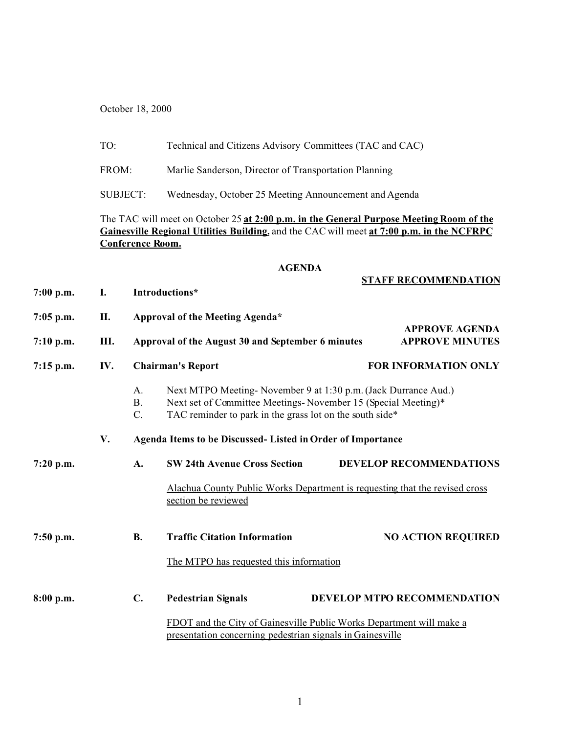October 18, 2000

TO: Technical and Citizens Advisory Committees (TAC and CAC)

FROM: Marlie Sanderson, Director of Transportation Planning

SUBJECT: Wednesday, October 25 Meeting Announcement and Agenda

The TAC will meet on October 25 **at 2:00 p.m. in the General Purpose Meeting Room of the Gainesville Regional Utilities Building.** and the CAC will meet **at 7:00 p.m. in the NCFRPC Conference Room.**

## AGENDA

**STAFF RECOMMENDATION**

**7:00 p.m. I. Introductions***

**7:05 p.m. II. Approval of the Meeting Agenda*** — **APPROVE AGENDA**

**7:10 p.m. III. Approval of the August 30 and September 6 minutes** — **APPROVE MINUTES**

**7:15 p.m. IV. Chairman's Report** — **FOR INFORMATION ONLY**

A. Next MTPO Meeting- November 9 at 1:30 p.m. (Jack Durrance Aud.)
B. Next set of Committee Meetings- November 15 (Special Meeting)*
C. TAC reminder to park in the grass lot on the south side*

**V. Agenda Items to be Discussed- Listed in Order of Importance**

**7:20 p.m. A. SW 24th Avenue Cross Section** — **DEVELOP RECOMMENDATIONS**

Alachua County Public Works Department is requesting that the revised cross section be reviewed

**7:50 p.m. B. Traffic Citation Information** — **NO ACTION REQUIRED**

The MTPO has requested this information

**8:00 p.m. C. Pedestrian Signals** — **DEVELOP MTPO RECOMMENDATION**

FDOT and the City of Gainesville Public Works Department will make a presentation concerning pedestrian signals in Gainesville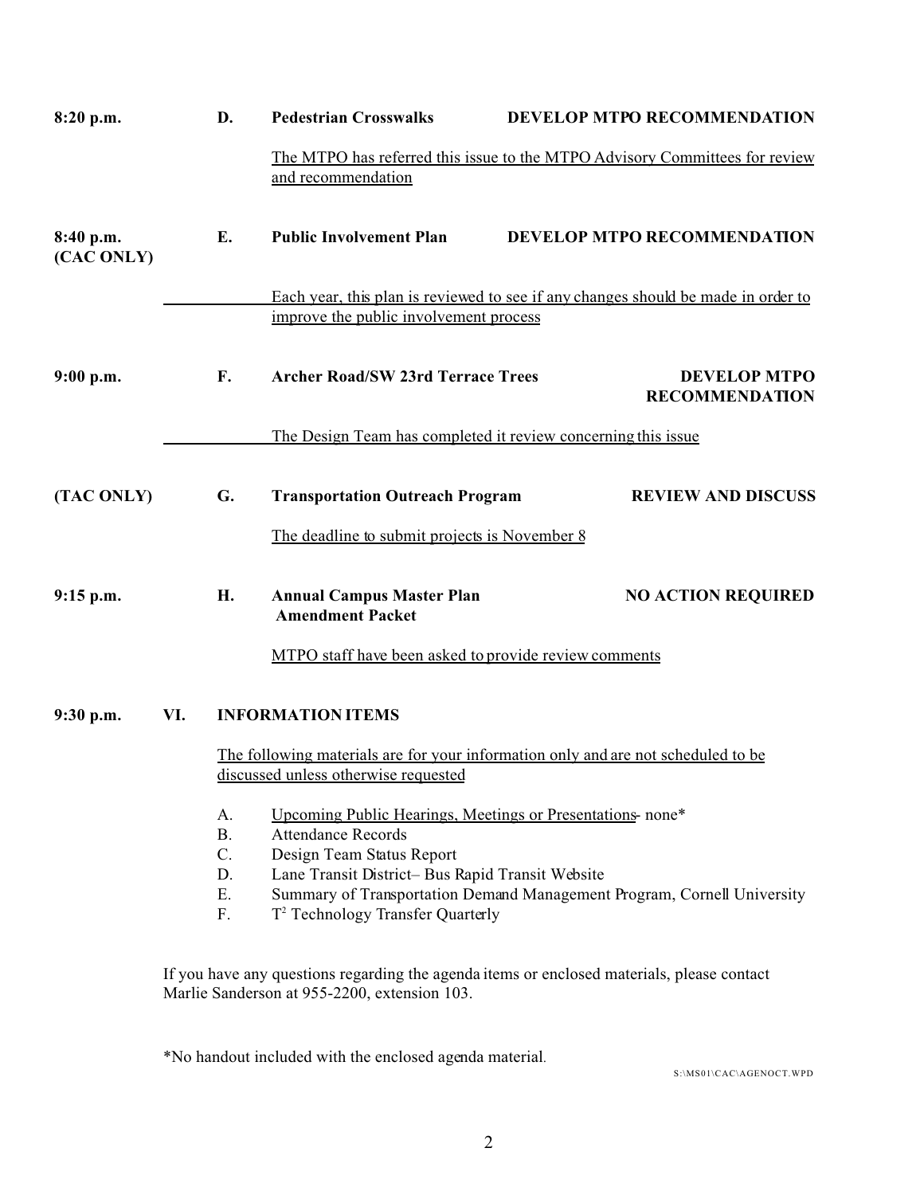**8:20 p.m.** **D.** **Pedestrian Crosswalks** **DEVELOP MTPO RECOMMENDATION**

The MTPO has referred this issue to the MTPO Advisory Committees for review and recommendation

**8:40 p.m. (CAC ONLY)** **E.** **Public Involvement Plan** **DEVELOP MTPO RECOMMENDATION**

Each year, this plan is reviewed to see if any changes should be made in order to improve the public involvement process

**9:00 p.m.** **F.** **Archer Road/SW 23rd Terrace Trees** **DEVELOP MTPO RECOMMENDATION**

The Design Team has completed it review concerning this issue

**(TAC ONLY)** **G.** **Transportation Outreach Program** **REVIEW AND DISCUSS**

The deadline to submit projects is November 8

**9:15 p.m.** **H.** **Annual Campus Master Plan Amendment Packet** **NO ACTION REQUIRED**

MTPO staff have been asked to provide review comments

**9:30 p.m.** **VI.** **INFORMATION ITEMS**

The following materials are for your information only and are not scheduled to be discussed unless otherwise requested

A. Upcoming Public Hearings, Meetings or Presentations- none*
B. Attendance Records
C. Design Team Status Report
D. Lane Transit District– Bus Rapid Transit Website
E. Summary of Transportation Demand Management Program, Cornell University
F. $T^2$ Technology Transfer Quarterly

If you have any questions regarding the agenda items or enclosed materials, please contact Marlie Sanderson at 955-2200, extension 103.

*No handout included with the enclosed agenda material.

S:\MS01\CAC\AGENOCT.WPD